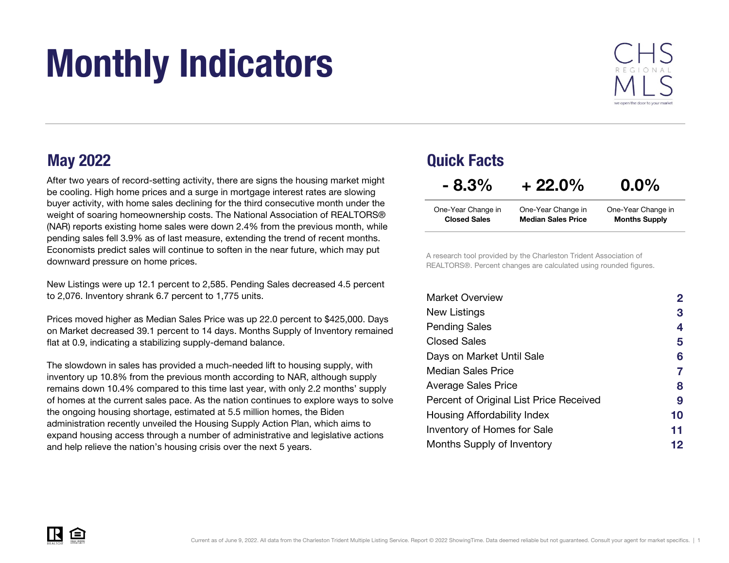# Monthly Indicators

CHS REGIONAL MLS

we open the door to your market

## May 2022

After two years of record-setting activity, there are signs the housing market might be cooling. High home prices and a surge in mortgage interest rates are slowing buyer activity, with home sales declining for the third consecutive month under the weight of soaring homeownership costs. The National Association of REALTORS® (NAR) reports existing home sales were down 2.4% from the previous month, while pending sales fell 3.9% as of last measure, extending the trend of recent months. Economists predict sales will continue to soften in the near future, which may put downward pressure on home prices.

New Listings were up 12.1 percent to 2,585. Pending Sales decreased 4.5 percent to 2,076. Inventory shrank 6.7 percent to 1,775 units.

Prices moved higher as Median Sales Price was up 22.0 percent to $425,000. Days on Market decreased 39.1 percent to 14 days. Months Supply of Inventory remained flat at 0.9, indicating a stabilizing supply-demand balance.

The slowdown in sales has provided a much-needed lift to housing supply, with inventory up 10.8% from the previous month according to NAR, although supply remains down 10.4% compared to this time last year, with only 2.2 months' supply of homes at the current sales pace. As the nation continues to explore ways to solve the ongoing housing shortage, estimated at 5.5 million homes, the Biden administration recently unveiled the Housing Supply Action Plan, which aims to expand housing access through a number of administrative and legislative actions and help relieve the nation's housing crisis over the next 5 years.

## Quick Facts

| - 8.3% | + 22.0% | 0.0% |
|---|---|---|
| One-Year Change in **Closed Sales** | One-Year Change in **Median Sales Price** | One-Year Change in **Months Supply** |

A research tool provided by the Charleston Trident Association of REALTORS®. Percent changes are calculated using rounded figures.

| | |
|---|---|
| Market Overview | 2 |
| New Listings | 3 |
| Pending Sales | 4 |
| Closed Sales | 5 |
| Days on Market Until Sale | 6 |
| Median Sales Price | 7 |
| Average Sales Price | 8 |
| Percent of Original List Price Received | 9 |
| Housing Affordability Index | 10 |
| Inventory of Homes for Sale | 11 |
| Months Supply of Inventory | 12 |

Current as of June 9, 2022. All data from the Charleston Trident Multiple Listing Service. Report © 2022 ShowingTime. Data deemed reliable but not guaranteed. Consult your agent for market specifics.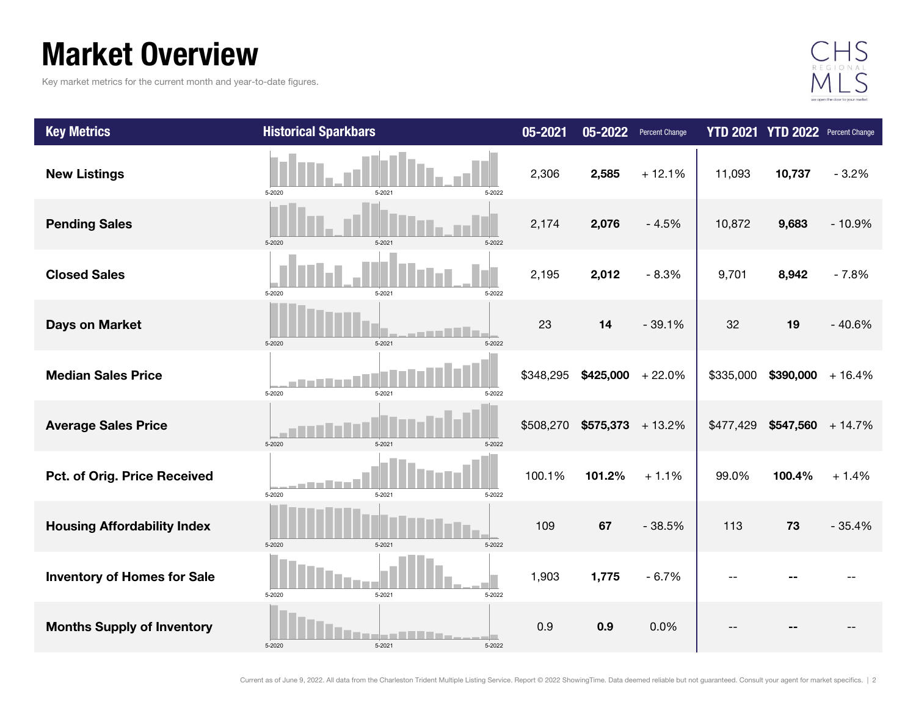# Market Overview

Key market metrics for the current month and year-to-date figures.

| Key Metrics | Historical Sparkbars | 05-2021 | 05-2022 | Percent Change | YTD 2021 | YTD 2022 | Percent Change |
|---|---|---|---|---|---|---|---|
| New Listings | 5-2020 5-2021 5-2022 | 2,306 | **2,585** | + 12.1% | 11,093 | **10,737** | - 3.2% |
| Pending Sales | 5-2020 5-2021 5-2022 | 2,174 | **2,076** | - 4.5% | 10,872 | **9,683** | - 10.9% |
| Closed Sales | 5-2020 5-2021 5-2022 | 2,195 | **2,012** | - 8.3% | 9,701 | **8,942** | - 7.8% |
| Days on Market | 5-2020 5-2021 5-2022 | 23 | **14** | - 39.1% | 32 | **19** | - 40.6% |
| Median Sales Price | 5-2020 5-2021 5-2022 | $348,295 | **$425,000** | + 22.0% | $335,000 | **$390,000** | + 16.4% |
| Average Sales Price | 5-2020 5-2021 5-2022 | $508,270 | **$575,373** | + 13.2% | $477,429 | **$547,560** | + 14.7% |
| Pct. of Orig. Price Received | 5-2020 5-2021 5-2022 | 100.1% | **101.2%** | + 1.1% | 99.0% | **100.4%** | + 1.4% |
| Housing Affordability Index | 5-2020 5-2021 5-2022 | 109 | **67** | - 38.5% | 113 | **73** | - 35.4% |
| Inventory of Homes for Sale | 5-2020 5-2021 5-2022 | 1,903 | **1,775** | - 6.7% | -- | **--** | -- |
| Months Supply of Inventory | 5-2020 5-2021 5-2022 | 0.9 | **0.9** | 0.0% | -- | **--** | -- |

Current as of June 9, 2022. All data from the Charleston Trident Multiple Listing Service. Report © 2022 ShowingTime. Data deemed reliable but not guaranteed. Consult your agent for market specifics.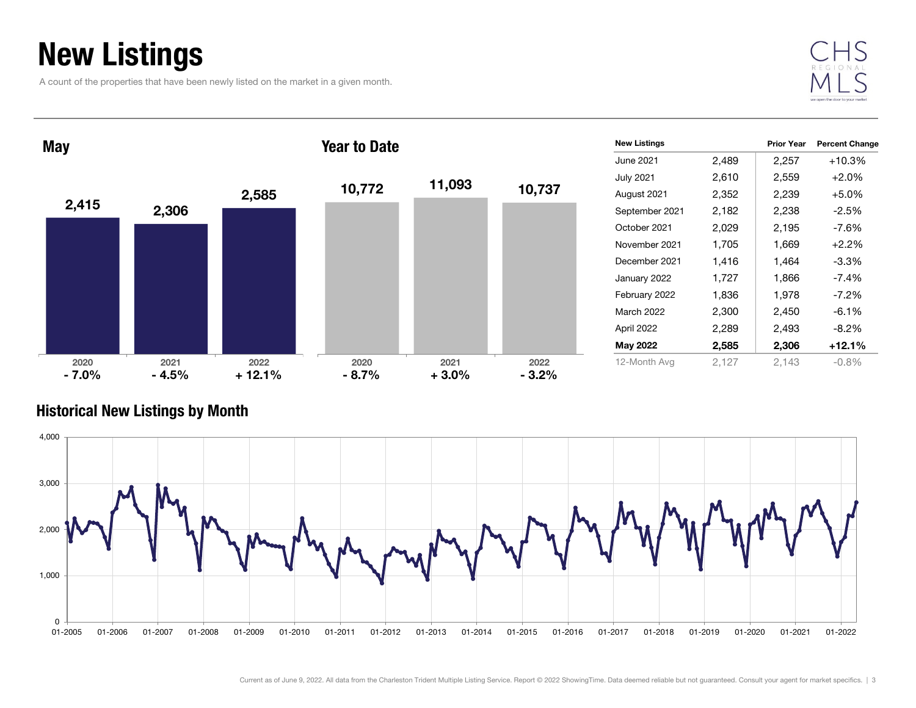# New Listings

A count of the properties that have been newly listed on the market in a given month.

## May

| | 2020 | 2021 | 2022 |
|---|---|---|---|
| New Listings | 2,415 | 2,306 | 2,585 |
| Percent Change | - 7.0% | - 4.5% | + 12.1% |

## Year to Date

| | 2020 | 2021 | 2022 |
|---|---|---|---|
| New Listings | 10,772 | 11,093 | 10,737 |
| Percent Change | - 8.7% | + 3.0% | - 3.2% |

| New Listings | | Prior Year | Percent Change |
|---|---|---|---|
| June 2021 | 2,489 | 2,257 | +10.3% |
| July 2021 | 2,610 | 2,559 | +2.0% |
| August 2021 | 2,352 | 2,239 | +5.0% |
| September 2021 | 2,182 | 2,238 | -2.5% |
| October 2021 | 2,029 | 2,195 | -7.6% |
| November 2021 | 1,705 | 1,669 | +2.2% |
| December 2021 | 1,416 | 1,464 | -3.3% |
| January 2022 | 1,727 | 1,866 | -7.4% |
| February 2022 | 1,836 | 1,978 | -7.2% |
| March 2022 | 2,300 | 2,450 | -6.1% |
| April 2022 | 2,289 | 2,493 | -8.2% |
| **May 2022** | **2,585** | **2,306** | **+12.1%** |
| 12-Month Avg | 2,127 | 2,143 | -0.8% |

## Historical New Listings by Month

Current as of June 9, 2022. All data from the Charleston Trident Multiple Listing Service. Report © 2022 ShowingTime. Data deemed reliable but not guaranteed. Consult your agent for market specifics.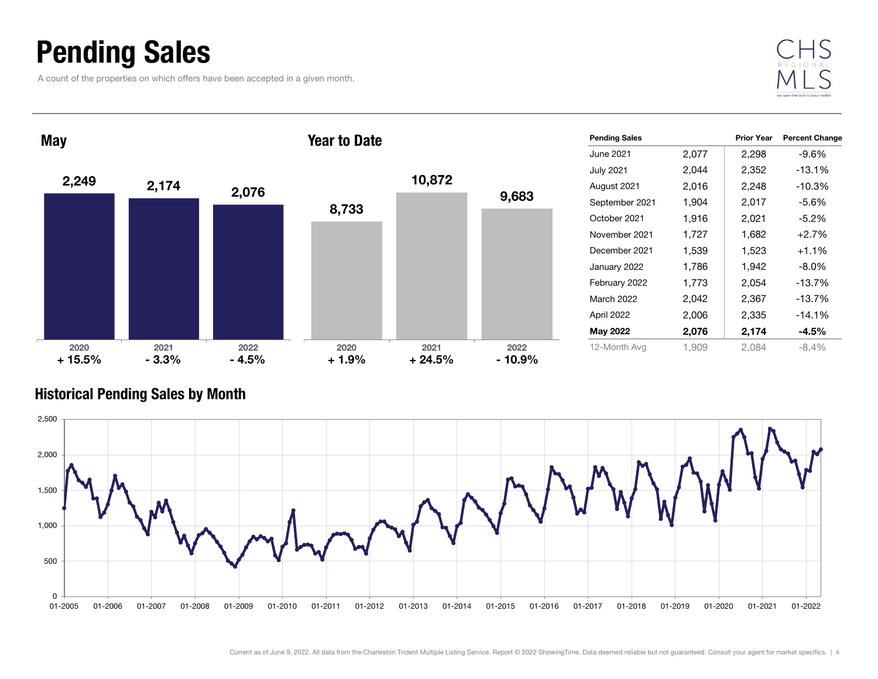# Pending Sales

A count of the properties on which offers have been accepted in a given month.

## May

| | 2020 | 2021 | 2022 |
|---|---|---|---|
| Pending Sales | 2,249 | 2,174 | 2,076 |
| Change | + 15.5% | - 3.3% | - 4.5% |

## Year to Date

| | 2020 | 2021 | 2022 |
|---|---|---|---|
| Pending Sales | 8,733 | 10,872 | 9,683 |
| Change | + 1.9% | + 24.5% | - 10.9% |

| Pending Sales | | Prior Year | Percent Change |
|---|---|---|---|
| June 2021 | 2,077 | 2,298 | -9.6% |
| July 2021 | 2,044 | 2,352 | -13.1% |
| August 2021 | 2,016 | 2,248 | -10.3% |
| September 2021 | 1,904 | 2,017 | -5.6% |
| October 2021 | 1,916 | 2,021 | -5.2% |
| November 2021 | 1,727 | 1,682 | +2.7% |
| December 2021 | 1,539 | 1,523 | +1.1% |
| January 2022 | 1,786 | 1,942 | -8.0% |
| February 2022 | 1,773 | 2,054 | -13.7% |
| March 2022 | 2,042 | 2,367 | -13.7% |
| April 2022 | 2,006 | 2,335 | -14.1% |
| **May 2022** | **2,076** | **2,174** | **-4.5%** |
| 12-Month Avg | 1,909 | 2,084 | -8.4% |

## Historical Pending Sales by Month

Current as of June 9, 2022. All data from the Charleston Trident Multiple Listing Service. Report © 2022 ShowingTime. Data deemed reliable but not guaranteed. Consult your agent for market specifics.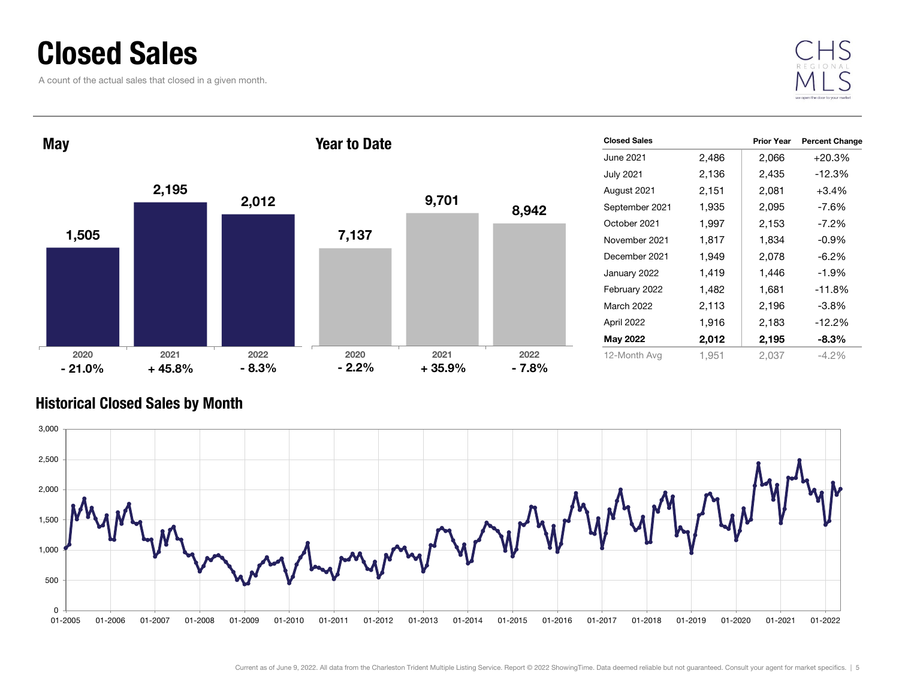# Closed Sales

A count of the actual sales that closed in a given month.

## May

| | 2020 | 2021 | 2022 |
|---|---|---|---|
| Closed Sales | 1,505 | 2,195 | 2,012 |
| Change | - 21.0% | + 45.8% | - 8.3% |

## Year to Date

| | 2020 | 2021 | 2022 |
|---|---|---|---|
| Closed Sales | 7,137 | 9,701 | 8,942 |
| Change | - 2.2% | + 35.9% | - 7.8% |

| Closed Sales | | Prior Year | Percent Change |
|---|---|---|---|
| June 2021 | 2,486 | 2,066 | +20.3% |
| July 2021 | 2,136 | 2,435 | -12.3% |
| August 2021 | 2,151 | 2,081 | +3.4% |
| September 2021 | 1,935 | 2,095 | -7.6% |
| October 2021 | 1,997 | 2,153 | -7.2% |
| November 2021 | 1,817 | 1,834 | -0.9% |
| December 2021 | 1,949 | 2,078 | -6.2% |
| January 2022 | 1,419 | 1,446 | -1.9% |
| February 2022 | 1,482 | 1,681 | -11.8% |
| March 2022 | 2,113 | 2,196 | -3.8% |
| April 2022 | 1,916 | 2,183 | -12.2% |
| **May 2022** | **2,012** | **2,195** | **-8.3%** |
| 12-Month Avg | 1,951 | 2,037 | -4.2% |

## Historical Closed Sales by Month

Current as of June 9, 2022. All data from the Charleston Trident Multiple Listing Service. Report © 2022 ShowingTime. Data deemed reliable but not guaranteed. Consult your agent for market specifics.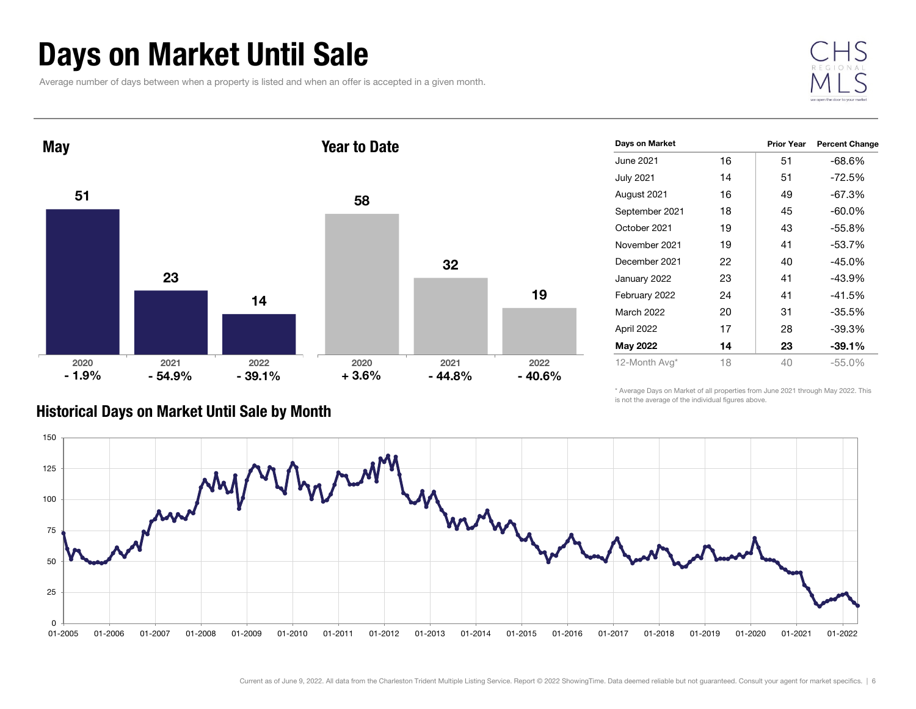# Days on Market Until Sale

Average number of days between when a property is listed and when an offer is accepted in a given month.

## May

| | 2020 | 2021 | 2022 |
|---|---|---|---|
| Days | 51 | 23 | 14 |
| Change | - 1.9% | - 54.9% | - 39.1% |

## Year to Date

| | 2020 | 2021 | 2022 |
|---|---|---|---|
| Days | 58 | 32 | 19 |
| Change | + 3.6% | - 44.8% | - 40.6% |

| Days on Market | | Prior Year | Percent Change |
|---|---|---|---|
| June 2021 | 16 | 51 | -68.6% |
| July 2021 | 14 | 51 | -72.5% |
| August 2021 | 16 | 49 | -67.3% |
| September 2021 | 18 | 45 | -60.0% |
| October 2021 | 19 | 43 | -55.8% |
| November 2021 | 19 | 41 | -53.7% |
| December 2021 | 22 | 40 | -45.0% |
| January 2022 | 23 | 41 | -43.9% |
| February 2022 | 24 | 41 | -41.5% |
| March 2022 | 20 | 31 | -35.5% |
| April 2022 | 17 | 28 | -39.3% |
| **May 2022** | **14** | **23** | **-39.1%** |
| 12-Month Avg* | 18 | 40 | -55.0% |

\* Average Days on Market of all properties from June 2021 through May 2022. This is not the average of the individual figures above.

## Historical Days on Market Until Sale by Month

Current as of June 9, 2022. All data from the Charleston Trident Multiple Listing Service. Report © 2022 ShowingTime. Data deemed reliable but not guaranteed. Consult your agent for market specifics.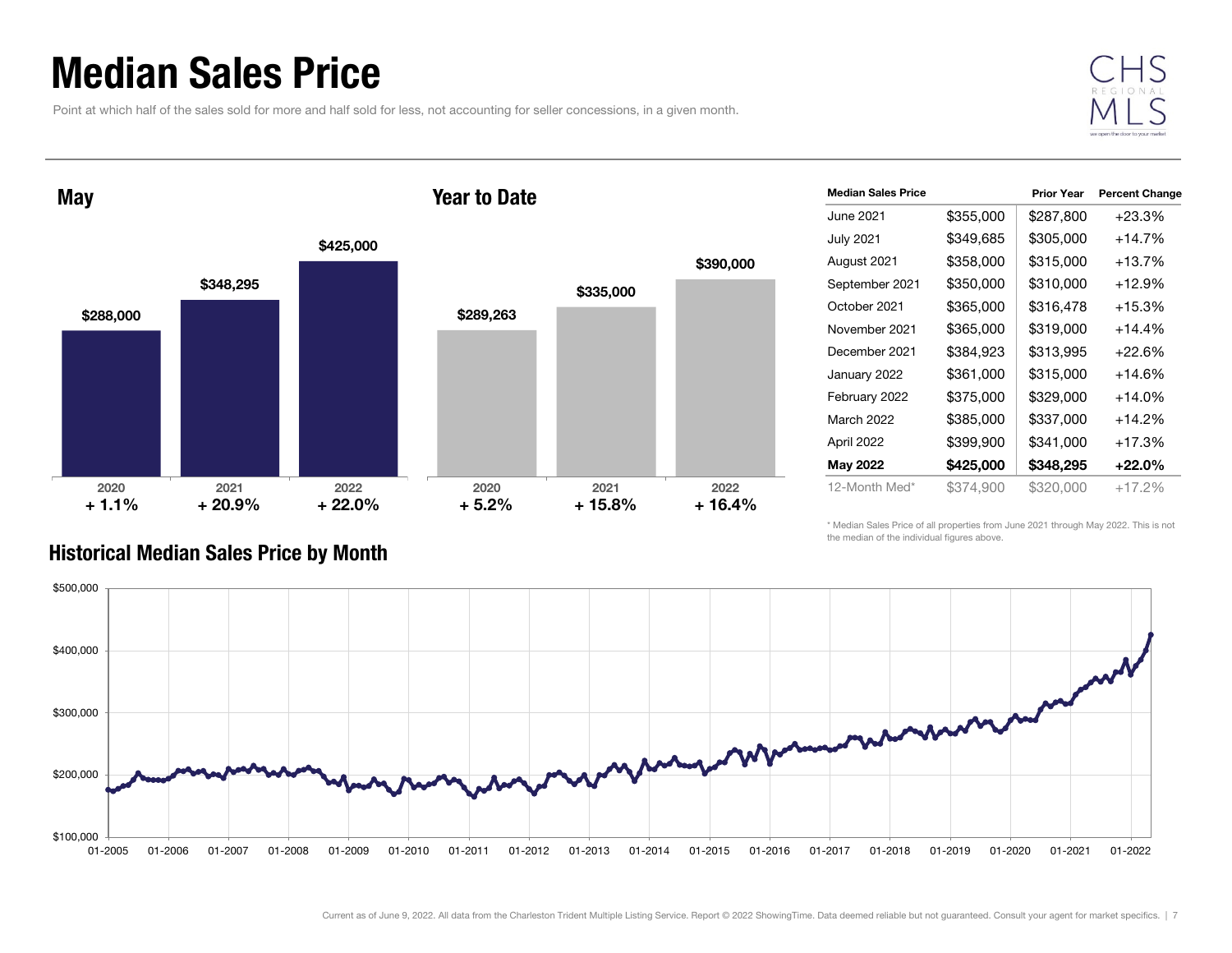# Median Sales Price

Point at which half of the sales sold for more and half sold for less, not accounting for seller concessions, in a given month.

## May

| | 2020 | 2021 | 2022 |
|---|---|---|---|
| Median Sales Price | $288,000 | $348,295 | $425,000 |
| Change | + 1.1% | + 20.9% | + 22.0% |

## Year to Date

| | 2020 | 2021 | 2022 |
|---|---|---|---|
| Median Sales Price | $289,263 | $335,000 | $390,000 |
| Change | + 5.2% | + 15.8% | + 16.4% |

| Median Sales Price | | Prior Year | Percent Change |
|---|---|---|---|
| June 2021 | $355,000 | $287,800 | +23.3% |
| July 2021 | $349,685 | $305,000 | +14.7% |
| August 2021 | $358,000 | $315,000 | +13.7% |
| September 2021 | $350,000 | $310,000 | +12.9% |
| October 2021 | $365,000 | $316,478 | +15.3% |
| November 2021 | $365,000 | $319,000 | +14.4% |
| December 2021 | $384,923 | $313,995 | +22.6% |
| January 2022 | $361,000 | $315,000 | +14.6% |
| February 2022 | $375,000 | $329,000 | +14.0% |
| March 2022 | $385,000 | $337,000 | +14.2% |
| April 2022 | $399,900 | $341,000 | +17.3% |
| **May 2022** | **$425,000** | **$348,295** | **+22.0%** |
| 12-Month Med* | $374,900 | $320,000 | +17.2% |

\* Median Sales Price of all properties from June 2021 through May 2022. This is not the median of the individual figures above.

## Historical Median Sales Price by Month

Current as of June 9, 2022. All data from the Charleston Trident Multiple Listing Service. Report © 2022 ShowingTime. Data deemed reliable but not guaranteed. Consult your agent for market specifics.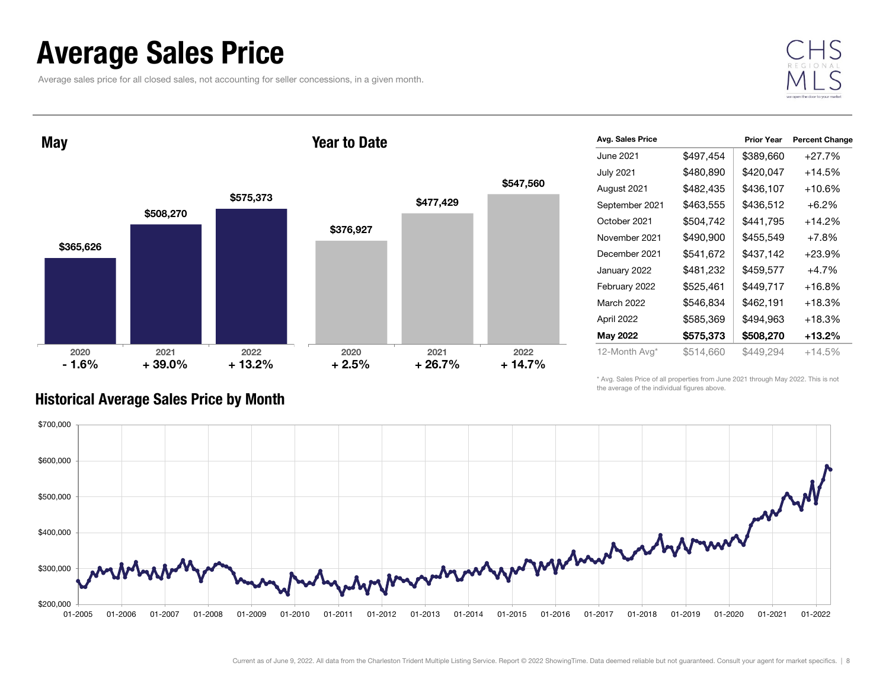# Average Sales Price

Average sales price for all closed sales, not accounting for seller concessions, in a given month.

## May

| | 2020 | 2021 | 2022 |
|---|---|---|---|
| Average Sales Price | $365,626 | $508,270 | $575,373 |
| Change | - 1.6% | + 39.0% | + 13.2% |

## Year to Date

| | 2020 | 2021 | 2022 |
|---|---|---|---|
| Average Sales Price | $376,927 | $477,429 | $547,560 |
| Change | + 2.5% | + 26.7% | + 14.7% |

| Avg. Sales Price | | Prior Year | Percent Change |
|---|---|---|---|
| June 2021 | $497,454 | $389,660 | +27.7% |
| July 2021 | $480,890 | $420,047 | +14.5% |
| August 2021 | $482,435 | $436,107 | +10.6% |
| September 2021 | $463,555 | $436,512 | +6.2% |
| October 2021 | $504,742 | $441,795 | +14.2% |
| November 2021 | $490,900 | $455,549 | +7.8% |
| December 2021 | $541,672 | $437,142 | +23.9% |
| January 2022 | $481,232 | $459,577 | +4.7% |
| February 2022 | $525,461 | $449,717 | +16.8% |
| March 2022 | $546,834 | $462,191 | +18.3% |
| April 2022 | $585,369 | $494,963 | +18.3% |
| **May 2022** | **$575,373** | **$508,270** | **+13.2%** |
| 12-Month Avg* | $514,660 | $449,294 | +14.5% |

\* Avg. Sales Price of all properties from June 2021 through May 2022. This is not the average of the individual figures above.

## Historical Average Sales Price by Month

Current as of June 9, 2022. All data from the Charleston Trident Multiple Listing Service. Report © 2022 ShowingTime. Data deemed reliable but not guaranteed. Consult your agent for market specifics.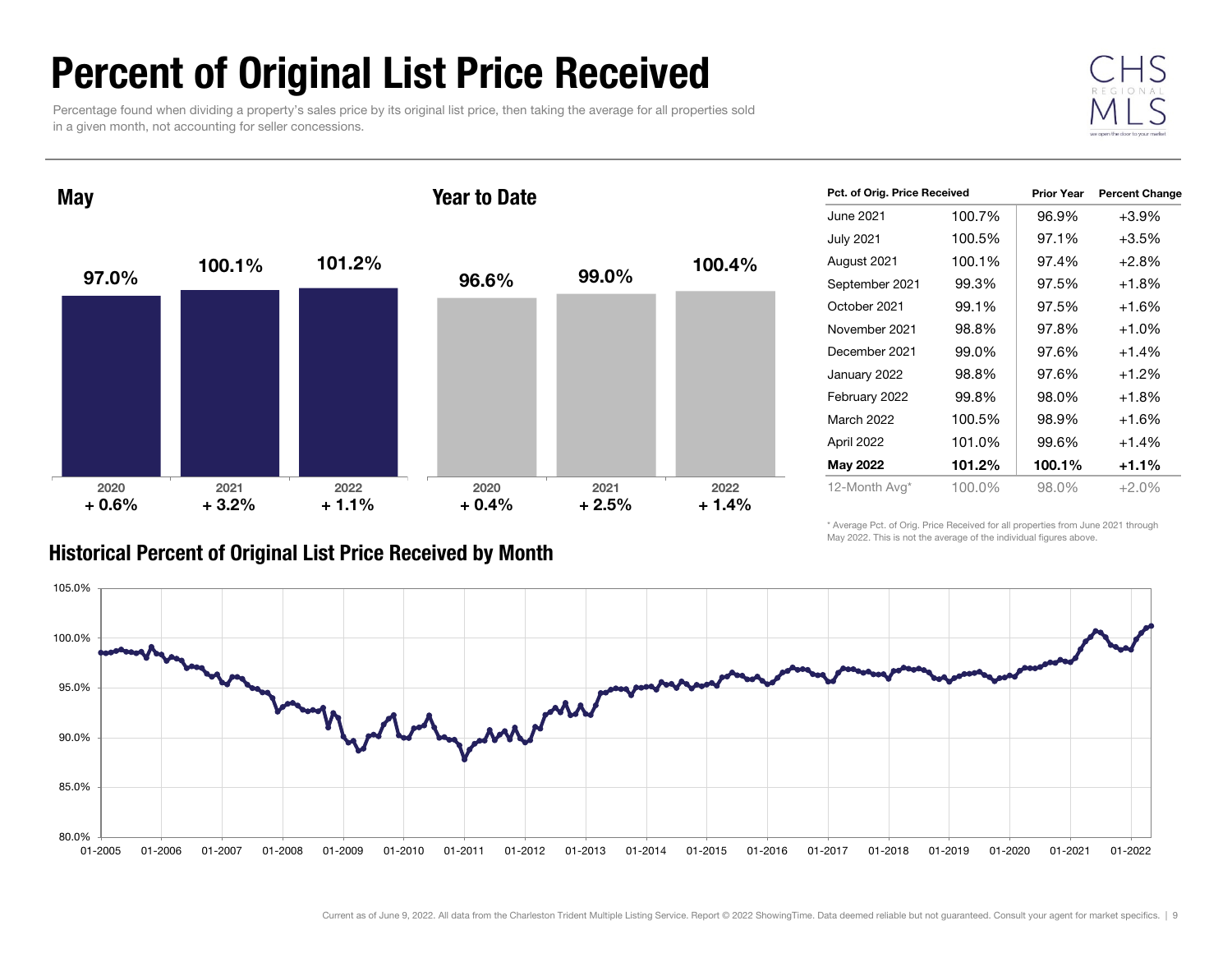# Percent of Original List Price Received

Percentage found when dividing a property's sales price by its original list price, then taking the average for all properties sold in a given month, not accounting for seller concessions.

## May

| | 2020 | 2021 | 2022 |
|---|---|---|---|
| Value | 97.0% | 100.1% | 101.2% |
| Change | + 0.6% | + 3.2% | + 1.1% |

## Year to Date

| | 2020 | 2021 | 2022 |
|---|---|---|---|
| Value | 96.6% | 99.0% | 100.4% |
| Change | + 0.4% | + 2.5% | + 1.4% |

| Pct. of Orig. Price Received | | Prior Year | Percent Change |
|---|---|---|---|
| June 2021 | 100.7% | 96.9% | +3.9% |
| July 2021 | 100.5% | 97.1% | +3.5% |
| August 2021 | 100.1% | 97.4% | +2.8% |
| September 2021 | 99.3% | 97.5% | +1.8% |
| October 2021 | 99.1% | 97.5% | +1.6% |
| November 2021 | 98.8% | 97.8% | +1.0% |
| December 2021 | 99.0% | 97.6% | +1.4% |
| January 2022 | 98.8% | 97.6% | +1.2% |
| February 2022 | 99.8% | 98.0% | +1.8% |
| March 2022 | 100.5% | 98.9% | +1.6% |
| April 2022 | 101.0% | 99.6% | +1.4% |
| **May 2022** | **101.2%** | **100.1%** | **+1.1%** |
| 12-Month Avg* | 100.0% | 98.0% | +2.0% |

* Average Pct. of Orig. Price Received for all properties from June 2021 through May 2022. This is not the average of the individual figures above.

## Historical Percent of Original List Price Received by Month

Current as of June 9, 2022. All data from the Charleston Trident Multiple Listing Service. Report © 2022 ShowingTime. Data deemed reliable but not guaranteed. Consult your agent for market specifics.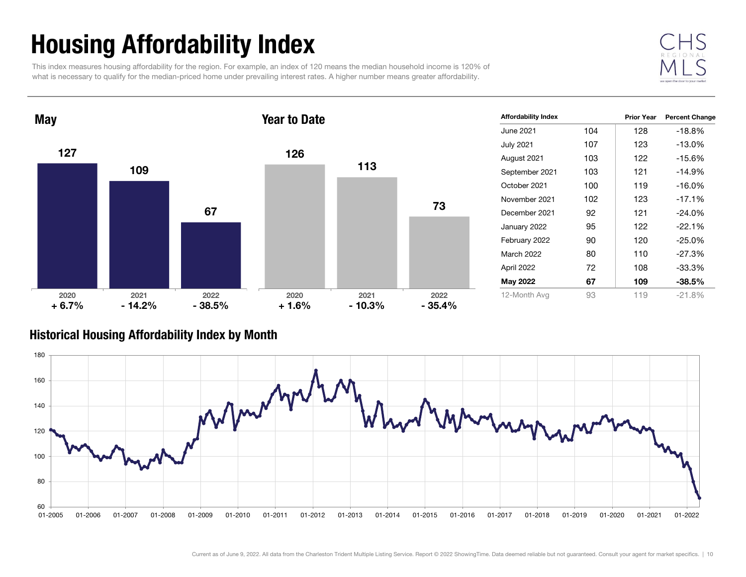# Housing Affordability Index

This index measures housing affordability for the region. For example, an index of 120 means the median household income is 120% of what is necessary to qualify for the median-priced home under prevailing interest rates. A higher number means greater affordability.

CHS REGIONAL MLS

## May

| | 2020 | 2021 | 2022 |
|---|---|---|---|
| Index | 127 | 109 | 67 |
| Change | + 6.7% | - 14.2% | - 38.5% |

## Year to Date

| | 2020 | 2021 | 2022 |
|---|---|---|---|
| Index | 126 | 113 | 73 |
| Change | + 1.6% | - 10.3% | - 35.4% |

| Affordability Index | | Prior Year | Percent Change |
|---|---|---|---|
| June 2021 | 104 | 128 | -18.8% |
| July 2021 | 107 | 123 | -13.0% |
| August 2021 | 103 | 122 | -15.6% |
| September 2021 | 103 | 121 | -14.9% |
| October 2021 | 100 | 119 | -16.0% |
| November 2021 | 102 | 123 | -17.1% |
| December 2021 | 92 | 121 | -24.0% |
| January 2022 | 95 | 122 | -22.1% |
| February 2022 | 90 | 120 | -25.0% |
| March 2022 | 80 | 110 | -27.3% |
| April 2022 | 72 | 108 | -33.3% |
| **May 2022** | **67** | **109** | **-38.5%** |
| 12-Month Avg | 93 | 119 | -21.8% |

## Historical Housing Affordability Index by Month

Current as of June 9, 2022. All data from the Charleston Trident Multiple Listing Service. Report © 2022 ShowingTime. Data deemed reliable but not guaranteed. Consult your agent for market specifics.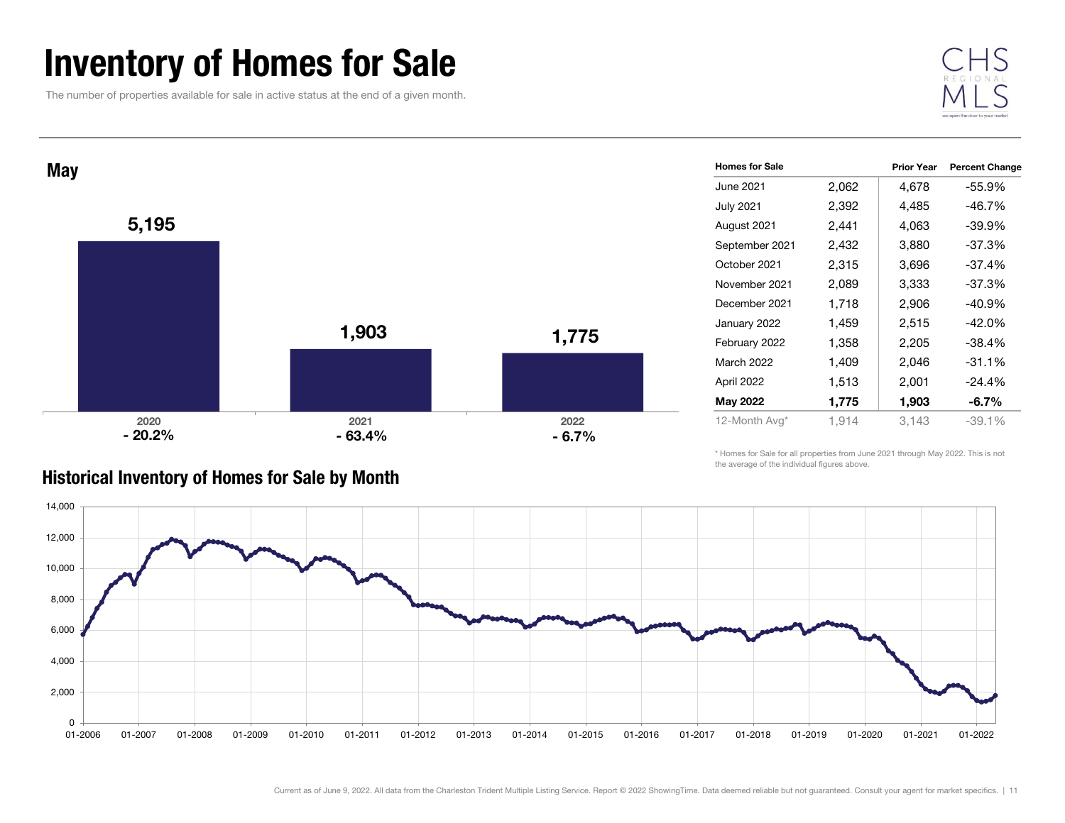# Inventory of Homes for Sale

The number of properties available for sale in active status at the end of a given month.

## May

| Year | Homes for Sale | Percent Change |
| --- | --- | --- |
| 2020 | 5,195 | - 20.2% |
| 2021 | 1,903 | - 63.4% |
| 2022 | 1,775 | - 6.7% |

| Homes for Sale | | Prior Year | Percent Change |
| --- | --- | --- | --- |
| June 2021 | 2,062 | 4,678 | -55.9% |
| July 2021 | 2,392 | 4,485 | -46.7% |
| August 2021 | 2,441 | 4,063 | -39.9% |
| September 2021 | 2,432 | 3,880 | -37.3% |
| October 2021 | 2,315 | 3,696 | -37.4% |
| November 2021 | 2,089 | 3,333 | -37.3% |
| December 2021 | 1,718 | 2,906 | -40.9% |
| January 2022 | 1,459 | 2,515 | -42.0% |
| February 2022 | 1,358 | 2,205 | -38.4% |
| March 2022 | 1,409 | 2,046 | -31.1% |
| April 2022 | 1,513 | 2,001 | -24.4% |
| **May 2022** | **1,775** | **1,903** | **-6.7%** |
| 12-Month Avg* | 1,914 | 3,143 | -39.1% |

\* Homes for Sale for all properties from June 2021 through May 2022. This is not the average of the individual figures above.

## Historical Inventory of Homes for Sale by Month

Current as of June 9, 2022. All data from the Charleston Trident Multiple Listing Service. Report © 2022 ShowingTime. Data deemed reliable but not guaranteed. Consult your agent for market specifics.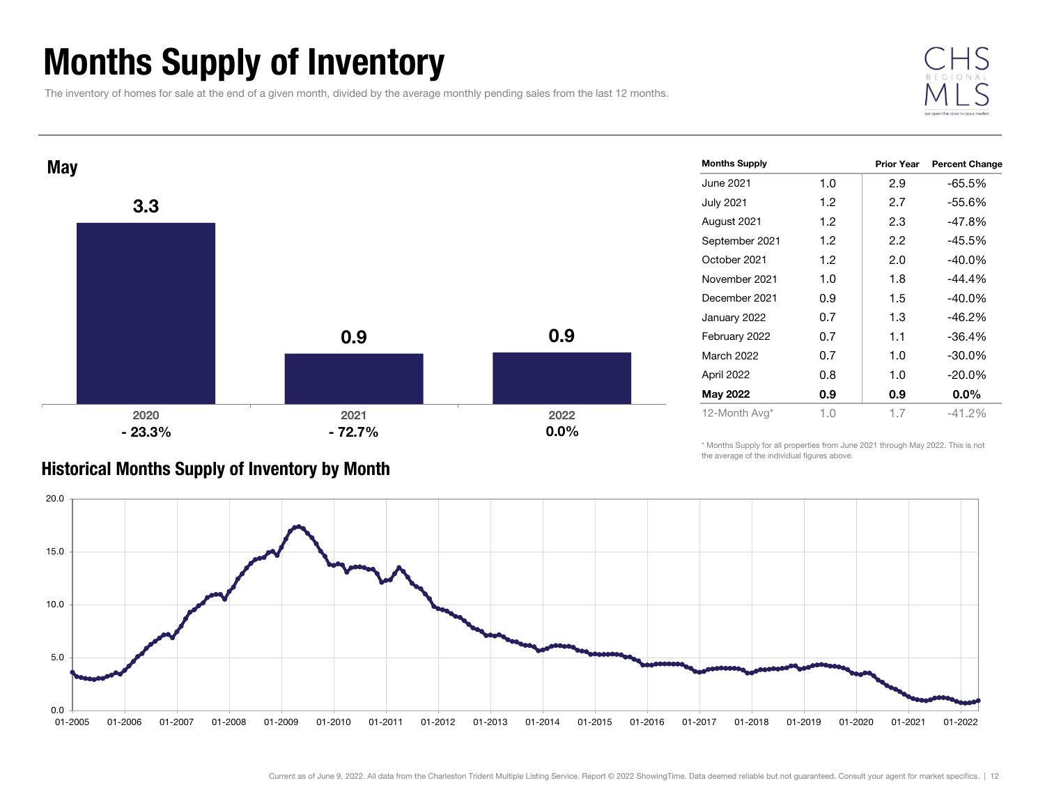# Months Supply of Inventory

The inventory of homes for sale at the end of a given month, divided by the average monthly pending sales from the last 12 months.

## May

3.3

0.9

0.9

2020
- 23.3%

2021
- 72.7%

2022
0.0%

| Months Supply | | Prior Year | Percent Change |
|---|---|---|---|
| June 2021 | 1.0 | 2.9 | -65.5% |
| July 2021 | 1.2 | 2.7 | -55.6% |
| August 2021 | 1.2 | 2.3 | -47.8% |
| September 2021 | 1.2 | 2.2 | -45.5% |
| October 2021 | 1.2 | 2.0 | -40.0% |
| November 2021 | 1.0 | 1.8 | -44.4% |
| December 2021 | 0.9 | 1.5 | -40.0% |
| January 2022 | 0.7 | 1.3 | -46.2% |
| February 2022 | 0.7 | 1.1 | -36.4% |
| March 2022 | 0.7 | 1.0 | -30.0% |
| April 2022 | 0.8 | 1.0 | -20.0% |
| **May 2022** | **0.9** | **0.9** | **0.0%** |
| 12-Month Avg* | 1.0 | 1.7 | -41.2% |

\* Months Supply for all properties from June 2021 through May 2022. This is not the average of the individual figures above.

## Historical Months Supply of Inventory by Month

20.0
15.0
10.0
5.0
0.0

01-2005 01-2006 01-2007 01-2008 01-2009 01-2010 01-2011 01-2012 01-2013 01-2014 01-2015 01-2016 01-2017 01-2018 01-2019 01-2020 01-2021 01-2022

Current as of June 9, 2022. All data from the Charleston Trident Multiple Listing Service. Report © 2022 ShowingTime. Data deemed reliable but not guaranteed. Consult your agent for market specifics.